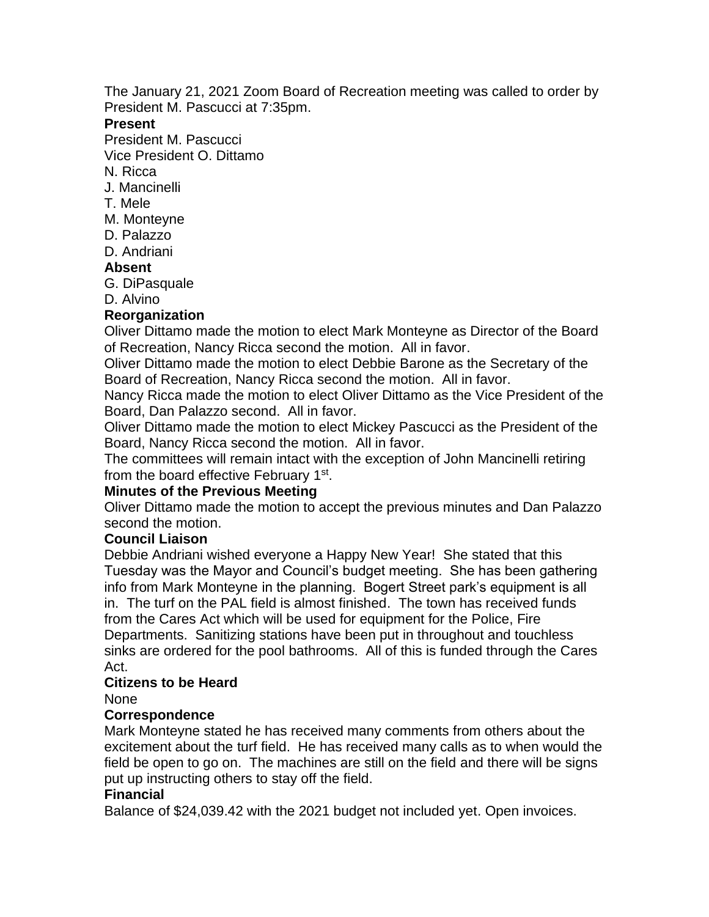The January 21, 2021 Zoom Board of Recreation meeting was called to order by President M. Pascucci at 7:35pm.

**Present**

President M. Pascucci
Vice President O. Dittamo
N. Ricca
J. Mancinelli
T. Mele
M. Monteyne
D. Palazzo
D. Andriani

**Absent**

G. DiPasquale
D. Alvino

**Reorganization**

Oliver Dittamo made the motion to elect Mark Monteyne as Director of the Board of Recreation, Nancy Ricca second the motion. All in favor.
Oliver Dittamo made the motion to elect Debbie Barone as the Secretary of the Board of Recreation, Nancy Ricca second the motion. All in favor.
Nancy Ricca made the motion to elect Oliver Dittamo as the Vice President of the Board, Dan Palazzo second. All in favor.
Oliver Dittamo made the motion to elect Mickey Pascucci as the President of the Board, Nancy Ricca second the motion. All in favor.
The committees will remain intact with the exception of John Mancinelli retiring from the board effective February 1st.

**Minutes of the Previous Meeting**

Oliver Dittamo made the motion to accept the previous minutes and Dan Palazzo second the motion.

**Council Liaison**

Debbie Andriani wished everyone a Happy New Year! She stated that this Tuesday was the Mayor and Council's budget meeting. She has been gathering info from Mark Monteyne in the planning. Bogert Street park's equipment is all in. The turf on the PAL field is almost finished. The town has received funds from the Cares Act which will be used for equipment for the Police, Fire Departments. Sanitizing stations have been put in throughout and touchless sinks are ordered for the pool bathrooms. All of this is funded through the Cares Act.

**Citizens to be Heard**

None

**Correspondence**

Mark Monteyne stated he has received many comments from others about the excitement about the turf field. He has received many calls as to when would the field be open to go on. The machines are still on the field and there will be signs put up instructing others to stay off the field.

**Financial**

Balance of $24,039.42 with the 2021 budget not included yet. Open invoices.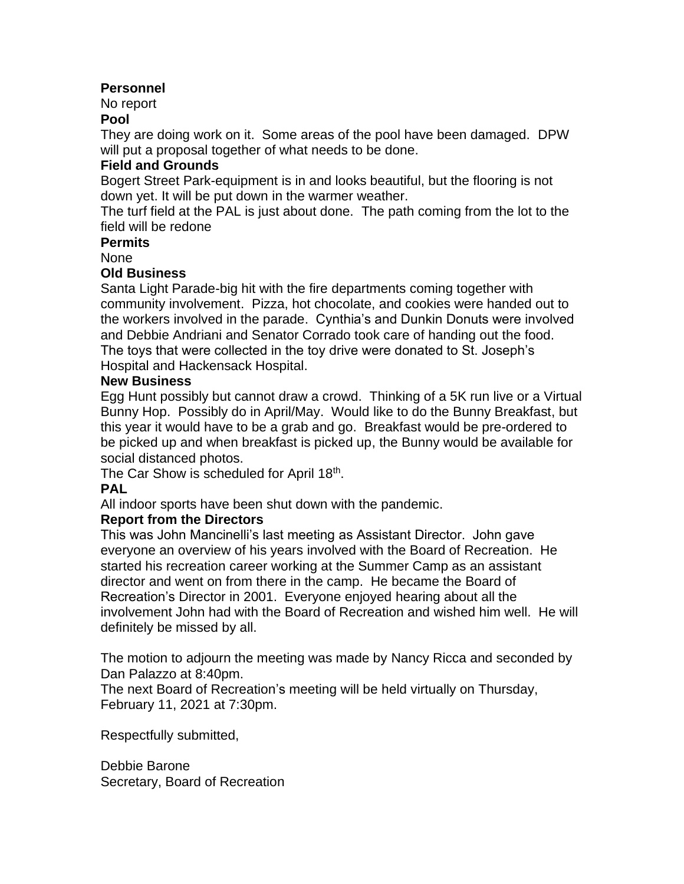**Personnel**

No report

**Pool**

They are doing work on it. Some areas of the pool have been damaged. DPW will put a proposal together of what needs to be done.

**Field and Grounds**

Bogert Street Park-equipment is in and looks beautiful, but the flooring is not down yet. It will be put down in the warmer weather.

The turf field at the PAL is just about done. The path coming from the lot to the field will be redone

**Permits**

None

**Old Business**

Santa Light Parade-big hit with the fire departments coming together with community involvement. Pizza, hot chocolate, and cookies were handed out to the workers involved in the parade. Cynthia's and Dunkin Donuts were involved and Debbie Andriani and Senator Corrado took care of handing out the food. The toys that were collected in the toy drive were donated to St. Joseph's Hospital and Hackensack Hospital.

**New Business**

Egg Hunt possibly but cannot draw a crowd. Thinking of a 5K run live or a Virtual Bunny Hop. Possibly do in April/May. Would like to do the Bunny Breakfast, but this year it would have to be a grab and go. Breakfast would be pre-ordered to be picked up and when breakfast is picked up, the Bunny would be available for social distanced photos.

The Car Show is scheduled for April 18th.

**PAL**

All indoor sports have been shut down with the pandemic.

**Report from the Directors**

This was John Mancinelli's last meeting as Assistant Director. John gave everyone an overview of his years involved with the Board of Recreation. He started his recreation career working at the Summer Camp as an assistant director and went on from there in the camp. He became the Board of Recreation's Director in 2001. Everyone enjoyed hearing about all the involvement John had with the Board of Recreation and wished him well. He will definitely be missed by all.

The motion to adjourn the meeting was made by Nancy Ricca and seconded by Dan Palazzo at 8:40pm.

The next Board of Recreation's meeting will be held virtually on Thursday, February 11, 2021 at 7:30pm.

Respectfully submitted,

Debbie Barone

Secretary, Board of Recreation